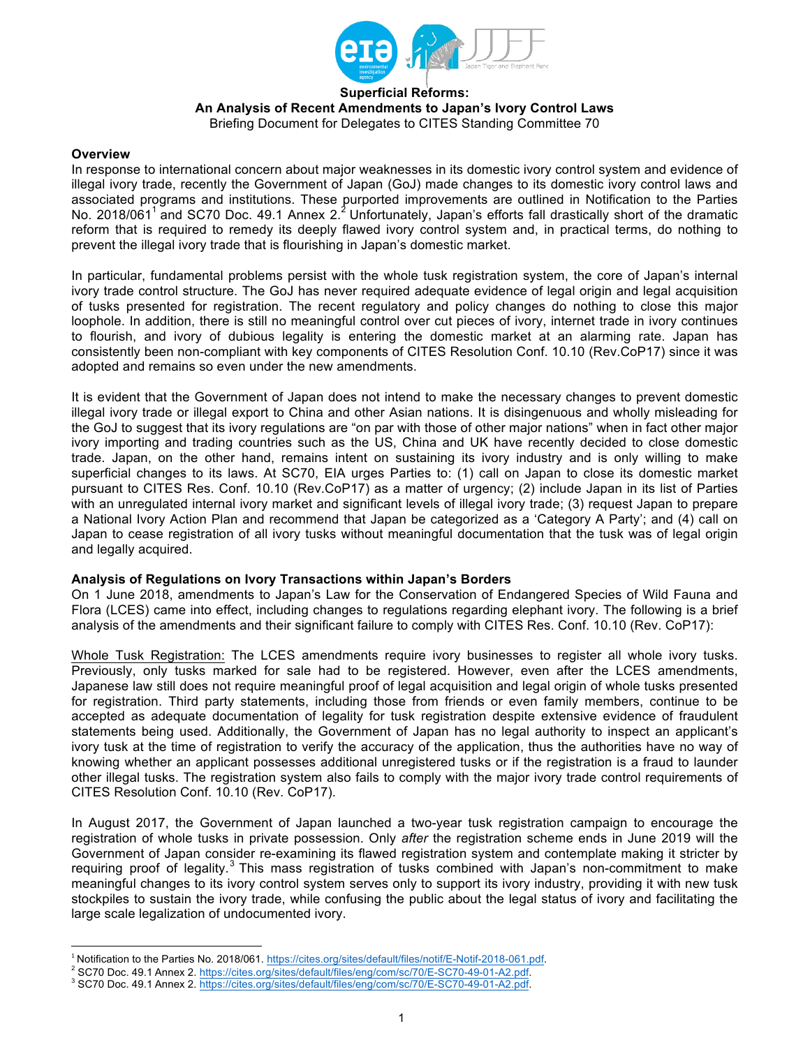# Superficial Reforms:
## An Analysis of Recent Amendments to Japan's Ivory Control Laws

Briefing Document for Delegates to CITES Standing Committee 70

**Overview**

In response to international concern about major weaknesses in its domestic ivory control system and evidence of illegal ivory trade, recently the Government of Japan (GoJ) made changes to its domestic ivory control laws and associated programs and institutions. These purported improvements are outlined in Notification to the Parties No. 2018/061[1] and SC70 Doc. 49.1 Annex 2.[2] Unfortunately, Japan's efforts fall drastically short of the dramatic reform that is required to remedy its deeply flawed ivory control system and, in practical terms, do nothing to prevent the illegal ivory trade that is flourishing in Japan's domestic market.

In particular, fundamental problems persist with the whole tusk registration system, the core of Japan's internal ivory trade control structure. The GoJ has never required adequate evidence of legal origin and legal acquisition of tusks presented for registration. The recent regulatory and policy changes do nothing to close this major loophole. In addition, there is still no meaningful control over cut pieces of ivory, internet trade in ivory continues to flourish, and ivory of dubious legality is entering the domestic market at an alarming rate. Japan has consistently been non-compliant with key components of CITES Resolution Conf. 10.10 (Rev.CoP17) since it was adopted and remains so even under the new amendments.

It is evident that the Government of Japan does not intend to make the necessary changes to prevent domestic illegal ivory trade or illegal export to China and other Asian nations. It is disingenuous and wholly misleading for the GoJ to suggest that its ivory regulations are "on par with those of other major nations" when in fact other major ivory importing and trading countries such as the US, China and UK have recently decided to close domestic trade. Japan, on the other hand, remains intent on sustaining its ivory industry and is only willing to make superficial changes to its laws. At SC70, EIA urges Parties to: (1) call on Japan to close its domestic market pursuant to CITES Res. Conf. 10.10 (Rev.CoP17) as a matter of urgency; (2) include Japan in its list of Parties with an unregulated internal ivory market and significant levels of illegal ivory trade; (3) request Japan to prepare a National Ivory Action Plan and recommend that Japan be categorized as a 'Category A Party'; and (4) call on Japan to cease registration of all ivory tusks without meaningful documentation that the tusk was of legal origin and legally acquired.

**Analysis of Regulations on Ivory Transactions within Japan's Borders**

On 1 June 2018, amendments to Japan's Law for the Conservation of Endangered Species of Wild Fauna and Flora (LCES) came into effect, including changes to regulations regarding elephant ivory. The following is a brief analysis of the amendments and their significant failure to comply with CITES Res. Conf. 10.10 (Rev. CoP17):

<u>Whole Tusk Registration:</u> The LCES amendments require ivory businesses to register all whole ivory tusks. Previously, only tusks marked for sale had to be registered. However, even after the LCES amendments, Japanese law still does not require meaningful proof of legal acquisition and legal origin of whole tusks presented for registration. Third party statements, including those from friends or even family members, continue to be accepted as adequate documentation of legality for tusk registration despite extensive evidence of fraudulent statements being used. Additionally, the Government of Japan has no legal authority to inspect an applicant's ivory tusk at the time of registration to verify the accuracy of the application, thus the authorities have no way of knowing whether an applicant possesses additional unregistered tusks or if the registration is a fraud to launder other illegal tusks. The registration system also fails to comply with the major ivory trade control requirements of CITES Resolution Conf. 10.10 (Rev. CoP17).

In August 2017, the Government of Japan launched a two-year tusk registration campaign to encourage the registration of whole tusks in private possession. Only *after* the registration scheme ends in June 2019 will the Government of Japan consider re-examining its flawed registration system and contemplate making it stricter by requiring proof of legality.[3] This mass registration of tusks combined with Japan's non-commitment to make meaningful changes to its ivory control system serves only to support its ivory industry, providing it with new tusk stockpiles to sustain the ivory trade, while confusing the public about the legal status of ivory and facilitating the large scale legalization of undocumented ivory.

---

[1] Notification to the Parties No. 2018/061. https://cites.org/sites/default/files/notif/E-Notif-2018-061.pdf.

[2] SC70 Doc. 49.1 Annex 2. https://cites.org/sites/default/files/eng/com/sc/70/E-SC70-49-01-A2.pdf.

[3] SC70 Doc. 49.1 Annex 2. https://cites.org/sites/default/files/eng/com/sc/70/E-SC70-49-01-A2.pdf.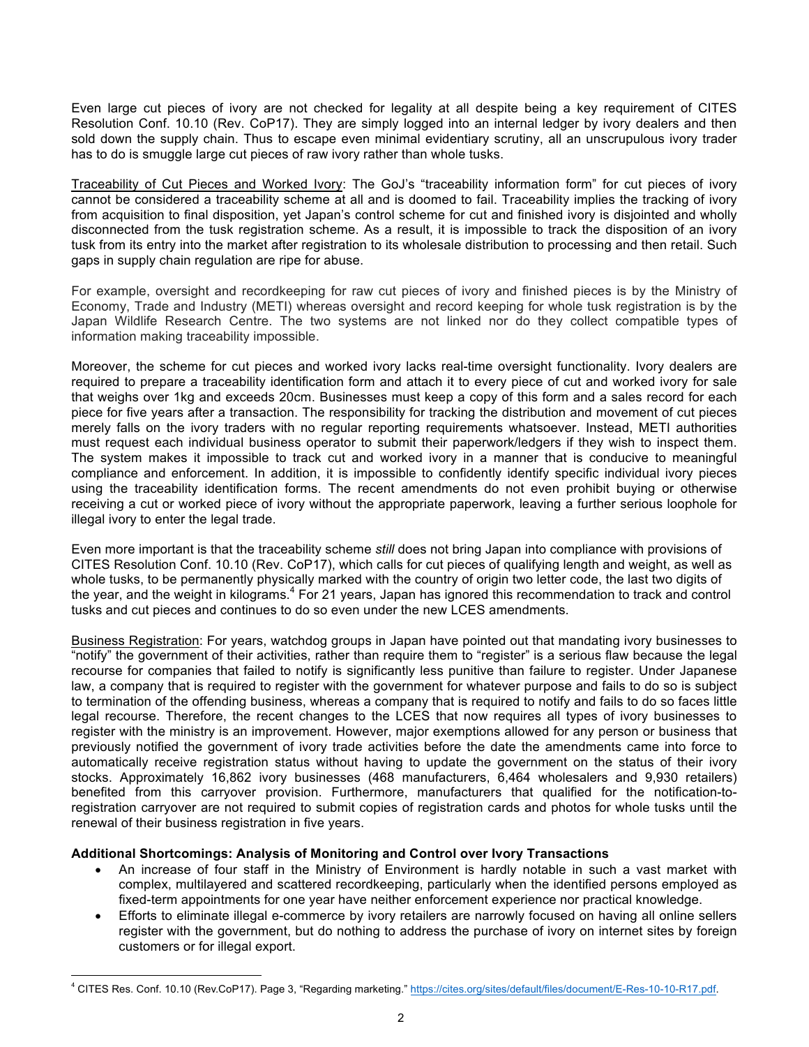Even large cut pieces of ivory are not checked for legality at all despite being a key requirement of CITES Resolution Conf. 10.10 (Rev. CoP17). They are simply logged into an internal ledger by ivory dealers and then sold down the supply chain. Thus to escape even minimal evidentiary scrutiny, all an unscrupulous ivory trader has to do is smuggle large cut pieces of raw ivory rather than whole tusks.

Traceability of Cut Pieces and Worked Ivory: The GoJ's "traceability information form" for cut pieces of ivory cannot be considered a traceability scheme at all and is doomed to fail. Traceability implies the tracking of ivory from acquisition to final disposition, yet Japan's control scheme for cut and finished ivory is disjointed and wholly disconnected from the tusk registration scheme. As a result, it is impossible to track the disposition of an ivory tusk from its entry into the market after registration to its wholesale distribution to processing and then retail. Such gaps in supply chain regulation are ripe for abuse.

For example, oversight and recordkeeping for raw cut pieces of ivory and finished pieces is by the Ministry of Economy, Trade and Industry (METI) whereas oversight and record keeping for whole tusk registration is by the Japan Wildlife Research Centre. The two systems are not linked nor do they collect compatible types of information making traceability impossible.

Moreover, the scheme for cut pieces and worked ivory lacks real-time oversight functionality. Ivory dealers are required to prepare a traceability identification form and attach it to every piece of cut and worked ivory for sale that weighs over 1kg and exceeds 20cm. Businesses must keep a copy of this form and a sales record for each piece for five years after a transaction. The responsibility for tracking the distribution and movement of cut pieces merely falls on the ivory traders with no regular reporting requirements whatsoever. Instead, METI authorities must request each individual business operator to submit their paperwork/ledgers if they wish to inspect them. The system makes it impossible to track cut and worked ivory in a manner that is conducive to meaningful compliance and enforcement. In addition, it is impossible to confidently identify specific individual ivory pieces using the traceability identification forms. The recent amendments do not even prohibit buying or otherwise receiving a cut or worked piece of ivory without the appropriate paperwork, leaving a further serious loophole for illegal ivory to enter the legal trade.

Even more important is that the traceability scheme *still* does not bring Japan into compliance with provisions of CITES Resolution Conf. 10.10 (Rev. CoP17), which calls for cut pieces of qualifying length and weight, as well as whole tusks, to be permanently physically marked with the country of origin two letter code, the last two digits of the year, and the weight in kilograms.[4] For 21 years, Japan has ignored this recommendation to track and control tusks and cut pieces and continues to do so even under the new LCES amendments.

Business Registration: For years, watchdog groups in Japan have pointed out that mandating ivory businesses to "notify" the government of their activities, rather than require them to "register" is a serious flaw because the legal recourse for companies that failed to notify is significantly less punitive than failure to register. Under Japanese law, a company that is required to register with the government for whatever purpose and fails to do so is subject to termination of the offending business, whereas a company that is required to notify and fails to do so faces little legal recourse. Therefore, the recent changes to the LCES that now requires all types of ivory businesses to register with the ministry is an improvement. However, major exemptions allowed for any person or business that previously notified the government of ivory trade activities before the date the amendments came into force to automatically receive registration status without having to update the government on the status of their ivory stocks. Approximately 16,862 ivory businesses (468 manufacturers, 6,464 wholesalers and 9,930 retailers) benefited from this carryover provision. Furthermore, manufacturers that qualified for the notification-to-registration carryover are not required to submit copies of registration cards and photos for whole tusks until the renewal of their business registration in five years.

**Additional Shortcomings: Analysis of Monitoring and Control over Ivory Transactions**

- An increase of four staff in the Ministry of Environment is hardly notable in such a vast market with complex, multilayered and scattered recordkeeping, particularly when the identified persons employed as fixed-term appointments for one year have neither enforcement experience nor practical knowledge.
- Efforts to eliminate illegal e-commerce by ivory retailers are narrowly focused on having all online sellers register with the government, but do nothing to address the purchase of ivory on internet sites by foreign customers or for illegal export.

[4] CITES Res. Conf. 10.10 (Rev.CoP17). Page 3, "Regarding marketing." https://cites.org/sites/default/files/document/E-Res-10-10-R17.pdf.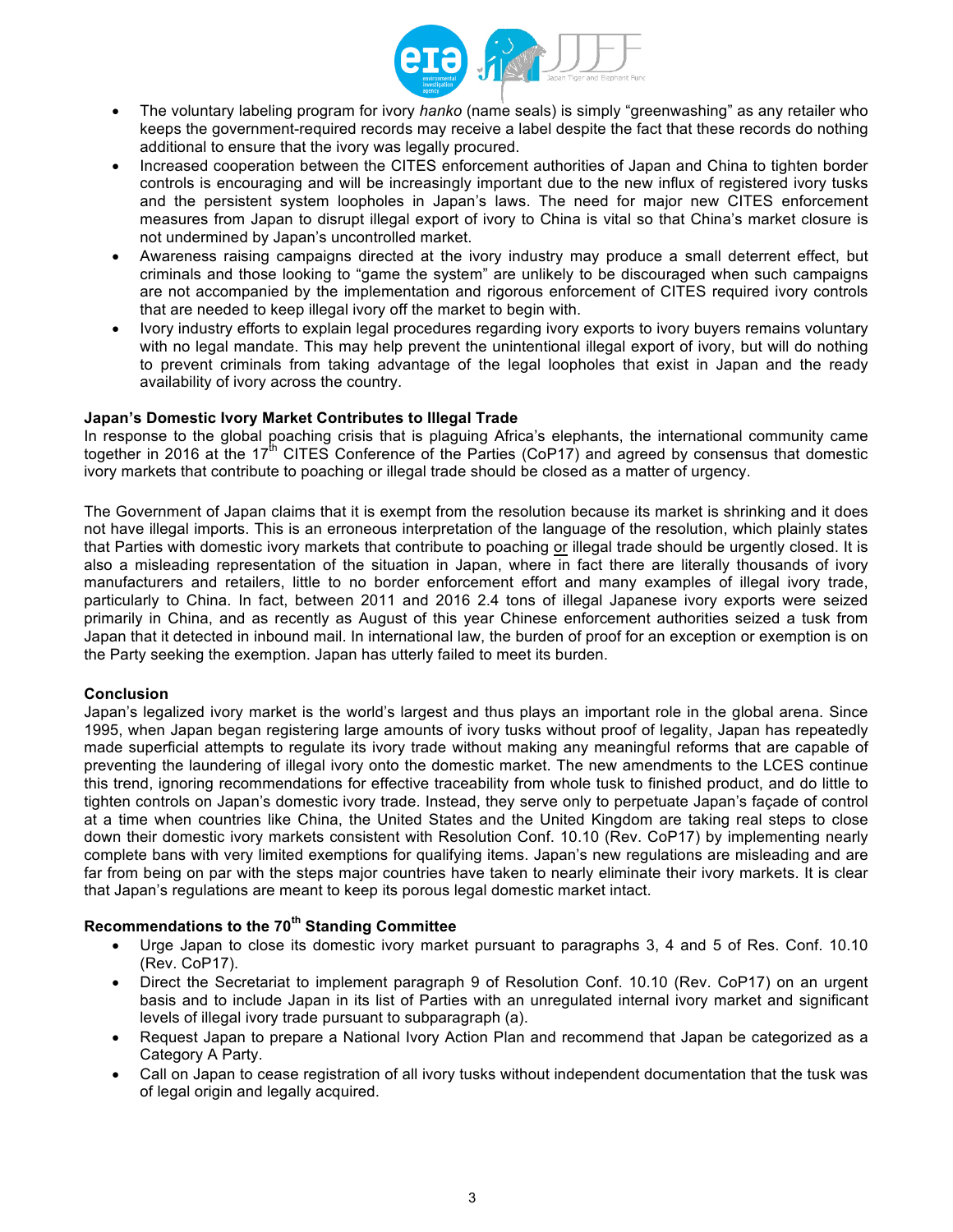- The voluntary labeling program for ivory *hanko* (name seals) is simply "greenwashing" as any retailer who keeps the government-required records may receive a label despite the fact that these records do nothing additional to ensure that the ivory was legally procured.
- Increased cooperation between the CITES enforcement authorities of Japan and China to tighten border controls is encouraging and will be increasingly important due to the new influx of registered ivory tusks and the persistent system loopholes in Japan's laws. The need for major new CITES enforcement measures from Japan to disrupt illegal export of ivory to China is vital so that China's market closure is not undermined by Japan's uncontrolled market.
- Awareness raising campaigns directed at the ivory industry may produce a small deterrent effect, but criminals and those looking to "game the system" are unlikely to be discouraged when such campaigns are not accompanied by the implementation and rigorous enforcement of CITES required ivory controls that are needed to keep illegal ivory off the market to begin with.
- Ivory industry efforts to explain legal procedures regarding ivory exports to ivory buyers remains voluntary with no legal mandate. This may help prevent the unintentional illegal export of ivory, but will do nothing to prevent criminals from taking advantage of the legal loopholes that exist in Japan and the ready availability of ivory across the country.

**Japan's Domestic Ivory Market Contributes to Illegal Trade**

In response to the global poaching crisis that is plaguing Africa's elephants, the international community came together in 2016 at the 17th CITES Conference of the Parties (CoP17) and agreed by consensus that domestic ivory markets that contribute to poaching or illegal trade should be closed as a matter of urgency.

The Government of Japan claims that it is exempt from the resolution because its market is shrinking and it does not have illegal imports. This is an erroneous interpretation of the language of the resolution, which plainly states that Parties with domestic ivory markets that contribute to poaching or illegal trade should be urgently closed. It is also a misleading representation of the situation in Japan, where in fact there are literally thousands of ivory manufacturers and retailers, little to no border enforcement effort and many examples of illegal ivory trade, particularly to China. In fact, between 2011 and 2016 2.4 tons of illegal Japanese ivory exports were seized primarily in China, and as recently as August of this year Chinese enforcement authorities seized a tusk from Japan that it detected in inbound mail. In international law, the burden of proof for an exception or exemption is on the Party seeking the exemption. Japan has utterly failed to meet its burden.

**Conclusion**

Japan's legalized ivory market is the world's largest and thus plays an important role in the global arena. Since 1995, when Japan began registering large amounts of ivory tusks without proof of legality, Japan has repeatedly made superficial attempts to regulate its ivory trade without making any meaningful reforms that are capable of preventing the laundering of illegal ivory onto the domestic market. The new amendments to the LCES continue this trend, ignoring recommendations for effective traceability from whole tusk to finished product, and do little to tighten controls on Japan's domestic ivory trade. Instead, they serve only to perpetuate Japan's façade of control at a time when countries like China, the United States and the United Kingdom are taking real steps to close down their domestic ivory markets consistent with Resolution Conf. 10.10 (Rev. CoP17) by implementing nearly complete bans with very limited exemptions for qualifying items. Japan's new regulations are misleading and are far from being on par with the steps major countries have taken to nearly eliminate their ivory markets. It is clear that Japan's regulations are meant to keep its porous legal domestic market intact.

**Recommendations to the 70th Standing Committee**

- Urge Japan to close its domestic ivory market pursuant to paragraphs 3, 4 and 5 of Res. Conf. 10.10 (Rev. CoP17).
- Direct the Secretariat to implement paragraph 9 of Resolution Conf. 10.10 (Rev. CoP17) on an urgent basis and to include Japan in its list of Parties with an unregulated internal ivory market and significant levels of illegal ivory trade pursuant to subparagraph (a).
- Request Japan to prepare a National Ivory Action Plan and recommend that Japan be categorized as a Category A Party.
- Call on Japan to cease registration of all ivory tusks without independent documentation that the tusk was of legal origin and legally acquired.